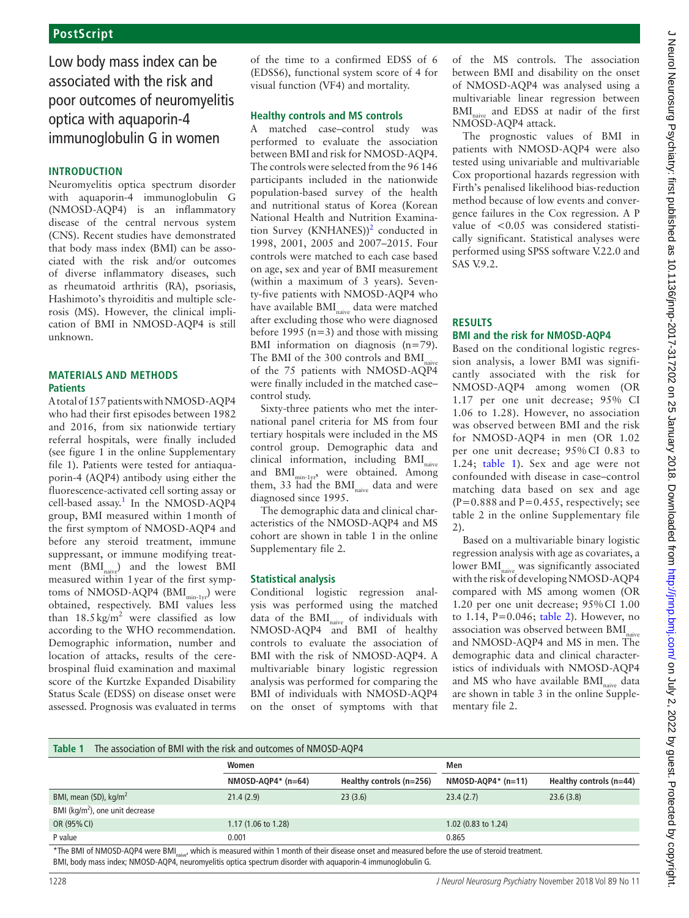PostScript

# Low body mass index can be associated with the risk and poor outcomes of neuromyelitis optica with aquaporin-4 immunoglobulin G in women

## INTRODUCTION

Neuromyelitis optica spectrum disorder with aquaporin-4 immunoglobulin G (NMOSD-AQP4) is an inflammatory disease of the central nervous system (CNS). Recent studies have demonstrated that body mass index (BMI) can be associated with the risk and/or outcomes of diverse inflammatory diseases, such as rheumatoid arthritis (RA), psoriasis, Hashimoto's thyroiditis and multiple sclerosis (MS). However, the clinical implication of BMI in NMOSD-AQP4 is still unknown.

## MATERIALS AND METHODS

### Patients

A total of 157 patients with NMOSD-AQP4 who had their first episodes between 1982 and 2016, from six nationwide tertiary referral hospitals, were finally included (see figure 1 in the online Supplementary file 1). Patients were tested for antiaquaporin-4 (AQP4) antibody using either the fluorescence-activated cell sorting assay or cell-based assay.[1] In the NMOSD-AQP4 group, BMI measured within 1 month of the first symptom of NMOSD-AQP4 and before any steroid treatment, immune suppressant, or immune modifying treatment ($BMI_{naive}$) and the lowest BMI measured within 1 year of the first symptoms of NMOSD-AQP4 ($BMI_{min\text{-}1yr}$) were obtained, respectively. BMI values less than 18.5 kg/m$^2$ were classified as low according to the WHO recommendation. Demographic information, number and location of attacks, results of the cerebrospinal fluid examination and maximal score of the Kurtzke Expanded Disability Status Scale (EDSS) on disease onset were assessed. Prognosis was evaluated in terms of the time to a confirmed EDSS of 6 (EDSS6), functional system score of 4 for visual function (VF4) and mortality.

### Healthy controls and MS controls

A matched case–control study was performed to evaluate the association between BMI and risk for NMOSD-AQP4. The controls were selected from the 96 146 participants included in the nationwide population-based survey of the health and nutritional status of Korea (Korean National Health and Nutrition Examination Survey (KNHANES))[2] conducted in 1998, 2001, 2005 and 2007–2015. Four controls were matched to each case based on age, sex and year of BMI measurement (within a maximum of 3 years). Seventy-five patients with NMOSD-AQP4 who have available $BMI_{naive}$ data were matched after excluding those who were diagnosed before 1995 (n=3) and those with missing BMI information on diagnosis (n=79). The BMI of the 300 controls and $BMI_{naive}$ of the 75 patients with NMOSD-AQP4 were finally included in the matched case–control study.

Sixty-three patients who met the international panel criteria for MS from four tertiary hospitals were included in the MS control group. Demographic data and clinical information, including $BMI_{naive}$ and $BMI_{min\text{-}1yr}$, were obtained. Among them, 33 had the $BMI_{naive}$ data and were diagnosed since 1995.

The demographic data and clinical characteristics of the NMOSD-AQP4 and MS cohort are shown in table 1 in the online Supplementary file 2.

### Statistical analysis

Conditional logistic regression analysis was performed using the matched data of the $BMI_{naive}$ of individuals with NMOSD-AQP4 and BMI of healthy controls to evaluate the association of BMI with the risk of NMOSD-AQP4. A multivariable binary logistic regression analysis was performed for comparing the BMI of individuals with NMOSD-AQP4 on the onset of symptoms with that of the MS controls. The association between BMI and disability on the onset of NMOSD-AQP4 was analysed using a multivariable linear regression between $BMI_{naive}$ and EDSS at nadir of the first NMOSD-AQP4 attack.

The prognostic values of BMI in patients with NMOSD-AQP4 were also tested using univariable and multivariable Cox proportional hazards regression with Firth's penalised likelihood bias-reduction method because of low events and convergence failures in the Cox regression. A P value of <0.05 was considered statistically significant. Statistical analyses were performed using SPSS software V.22.0 and SAS V.9.2.

## RESULTS

### BMI and the risk for NMOSD-AQP4

Based on the conditional logistic regression analysis, a lower BMI was significantly associated with the risk for NMOSD-AQP4 among women (OR 1.17 per one unit decrease; 95% CI 1.06 to 1.28). However, no association was observed between BMI and the risk for NMOSD-AQP4 in men (OR 1.02 per one unit decrease; 95% CI 0.83 to 1.24; table 1). Sex and age were not confounded with disease in case–control matching data based on sex and age (P=0.888 and P=0.455, respectively; see table 2 in the online Supplementary file 2).

Based on a multivariable binary logistic regression analysis with age as covariates, a lower $BMI_{naive}$ was significantly associated with the risk of developing NMOSD-AQP4 compared with MS among women (OR 1.20 per one unit decrease; 95% CI 1.00 to 1.14, P=0.046; table 2). However, no association was observed between $BMI_{naive}$ and NMOSD-AQP4 and MS in men. The demographic data and clinical characteristics of individuals with NMOSD-AQP4 and MS who have available $BMI_{naive}$ data are shown in table 3 in the online Supplementary file 2.

**Table 1** The association of BMI with the risk and outcomes of NMOSD-AQP4

| | Women | | Men | |
|---|---|---|---|---|
| | NMOSD-AQP4* (n=64) | Healthy controls (n=256) | NMOSD-AQP4* (n=11) | Healthy controls (n=44) |
| BMI, mean (SD), kg/m$^2$ | 21.4 (2.9) | 23 (3.6) | 23.4 (2.7) | 23.6 (3.8) |
| BMI (kg/m$^2$), one unit decrease | | | | |
| OR (95% CI) | 1.17 (1.06 to 1.28) | | 1.02 (0.83 to 1.24) | |
| P value | 0.001 | | 0.865 | |

*The BMI of NMOSD-AQP4 were $BMI_{naive}$, which is measured within 1 month of their disease onset and measured before the use of steroid treatment.
BMI, body mass index; NMOSD-AQP4, neuromyelitis optica spectrum disorder with aquaporin-4 immunoglobulin G.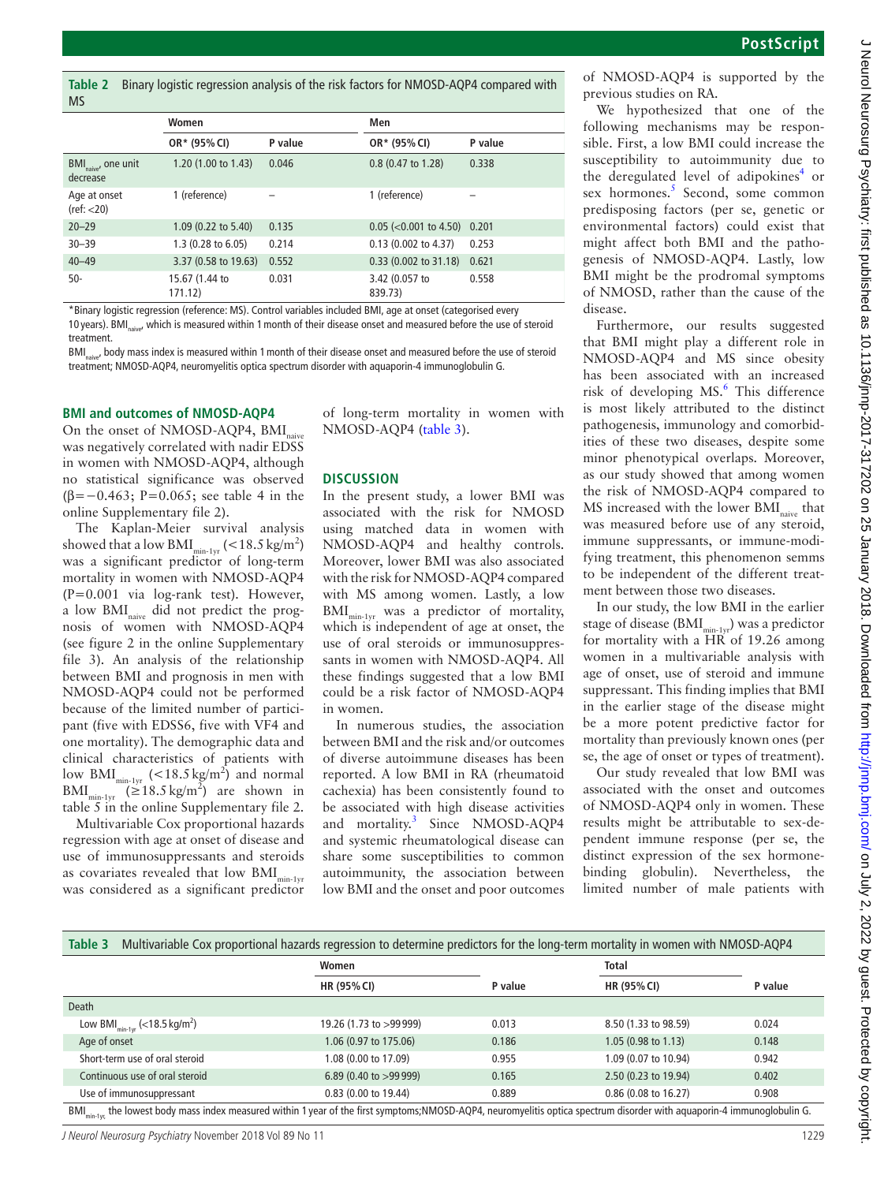**Table 2** Binary logistic regression analysis of the risk factors for NMOSD-AQP4 compared with MS

| | Women | | Men | |
|---|---|---|---|---|
| | OR* (95% CI) | P value | OR* (95% CI) | P value |
| $BMI_{naive}$, one unit decrease | 1.20 (1.00 to 1.43) | 0.046 | 0.8 (0.47 to 1.28) | 0.338 |
| Age at onset (ref: <20) | 1 (reference) | – | 1 (reference) | – |
| 20–29 | 1.09 (0.22 to 5.40) | 0.135 | 0.05 (<0.001 to 4.50) | 0.201 |
| 30–39 | 1.3 (0.28 to 6.05) | 0.214 | 0.13 (0.002 to 4.37) | 0.253 |
| 40–49 | 3.37 (0.58 to 19.63) | 0.552 | 0.33 (0.002 to 31.18) | 0.621 |
| 50- | 15.67 (1.44 to 171.12) | 0.031 | 3.42 (0.057 to 839.73) | 0.558 |

*Binary logistic regression (reference: MS). Control variables included BMI, age at onset (categorised every 10 years). $BMI_{naive}$, which is measured within 1 month of their disease onset and measured before the use of steroid treatment.

$BMI_{naive}$, body mass index is measured within 1 month of their disease onset and measured before the use of steroid treatment; NMOSD-AQP4, neuromyelitis optica spectrum disorder with aquaporin-4 immunoglobulin G.

**BMI and outcomes of NMOSD-AQP4**

On the onset of NMOSD-AQP4, $BMI_{naive}$ was negatively correlated with nadir EDSS in women with NMOSD-AQP4, although no statistical significance was observed ($\beta=-0.463$; P=0.065; see table 4 in the online Supplementary file 2).

The Kaplan-Meier survival analysis showed that a low $BMI_{min\text{-}1yr}$ ($<18.5\,kg/m^2$) was a significant predictor of long-term mortality in women with NMOSD-AQP4 (P=0.001 via log-rank test). However, a low $BMI_{naive}$ did not predict the prognosis of women with NMOSD-AQP4 (see figure 2 in the online Supplementary file 3). An analysis of the relationship between BMI and prognosis in men with NMOSD-AQP4 could not be performed because of the limited number of participant (five with EDSS6, five with VF4 and one mortality). The demographic data and clinical characteristics of patients with low $BMI_{min\text{-}1yr}$ ($<18.5\,kg/m^2$) and normal $BMI_{min\text{-}1yr}$ ($\geq 18.5\,kg/m^2$) are shown in table 5 in the online Supplementary file 2.

Multivariable Cox proportional hazards regression with age at onset of disease and use of immunosuppressants and steroids as covariates revealed that low $BMI_{min\text{-}1yr}$ was considered as a significant predictor of long-term mortality in women with NMOSD-AQP4 (table 3).

## DISCUSSION

In the present study, a lower BMI was associated with the risk for NMOSD using matched data in women with NMOSD-AQP4 and healthy controls. Moreover, lower BMI was also associated with the risk for NMOSD-AQP4 compared with MS among women. Lastly, a low $BMI_{min\text{-}1yr}$ was a predictor of mortality, which is independent of age at onset, the use of oral steroids or immunosuppressants in women with NMOSD-AQP4. All these findings suggested that a low BMI could be a risk factor of NMOSD-AQP4 in women.

In numerous studies, the association between BMI and the risk and/or outcomes of diverse autoimmune diseases has been reported. A low BMI in RA (rheumatoid cachexia) has been consistently found to be associated with high disease activities and mortality.[3] Since NMOSD-AQP4 and systemic rheumatological disease can share some susceptibilities to common autoimmunity, the association between low BMI and the onset and poor outcomes of NMOSD-AQP4 is supported by the previous studies on RA.

We hypothesized that one of the following mechanisms may be responsible. First, a low BMI could increase the susceptibility to autoimmunity due to the deregulated level of adipokines[4] or sex hormones.[5] Second, some common predisposing factors (per se, genetic or environmental factors) could exist that might affect both BMI and the pathogenesis of NMOSD-AQP4. Lastly, low BMI might be the prodromal symptoms of NMOSD, rather than the cause of the disease.

Furthermore, our results suggested that BMI might play a different role in NMOSD-AQP4 and MS since obesity has been associated with an increased risk of developing MS.[6] This difference is most likely attributed to the distinct pathogenesis, immunology and comorbidities of these two diseases, despite some minor phenotypical overlaps. Moreover, as our study showed that among women the risk of NMOSD-AQP4 compared to MS increased with the lower $BMI_{naive}$ that was measured before use of any steroid, immune suppressants, or immune-modifying treatment, this phenomenon semms to be independent of the different treatment between those two diseases.

In our study, the low BMI in the earlier stage of disease ($BMI_{min\text{-}1yr}$) was a predictor for mortality with a HR of 19.26 among women in a multivariable analysis with age of onset, use of steroid and immune suppressant. This finding implies that BMI in the earlier stage of the disease might be a more potent predictive factor for mortality than previously known ones (per se, the age of onset or types of treatment).

Our study revealed that low BMI was associated with the onset and outcomes of NMOSD-AQP4 only in women. These results might be attributable to sex-dependent immune response (per se, the distinct expression of the sex hormone-binding globulin). Nevertheless, the limited number of male patients with

**Table 3** Multivariable Cox proportional hazards regression to determine predictors for the long-term mortality in women with NMOSD-AQP4

| | Women | | Total | |
|---|---|---|---|---|
| | HR (95% CI) | P value | HR (95% CI) | P value |
| Death | | | | |
| Low $BMI_{min\text{-}1yr}$ ($<18.5\,kg/m^2$) | 19.26 (1.73 to >99 999) | 0.013 | 8.50 (1.33 to 98.59) | 0.024 |
| Age of onset | 1.06 (0.97 to 175.06) | 0.186 | 1.05 (0.98 to 1.13) | 0.148 |
| Short-term use of oral steroid | 1.08 (0.00 to 17.09) | 0.955 | 1.09 (0.07 to 10.94) | 0.942 |
| Continuous use of oral steroid | 6.89 (0.40 to >99 999) | 0.165 | 2.50 (0.23 to 19.94) | 0.402 |
| Use of immunosuppressant | 0.83 (0.00 to 19.44) | 0.889 | 0.86 (0.08 to 16.27) | 0.908 |

$BMI_{min\text{-}1yr}$, the lowest body mass index measured within 1 year of the first symptoms;NMOSD-AQP4, neuromyelitis optica spectrum disorder with aquaporin-4 immunoglobulin G.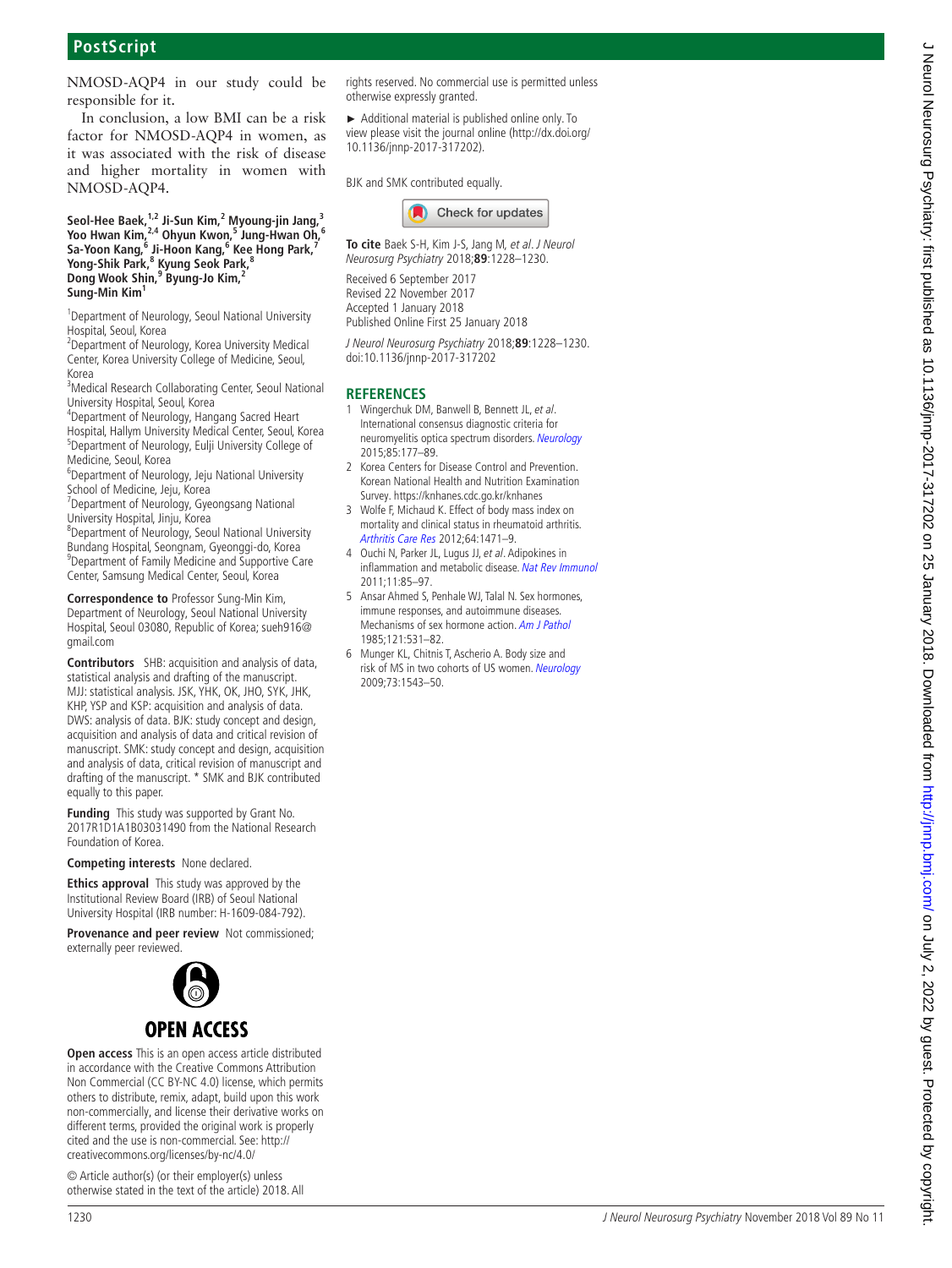NMOSD-AQP4 in our study could be responsible for it.

In conclusion, a low BMI can be a risk factor for NMOSD-AQP4 in women, as it was associated with the risk of disease and higher mortality in women with NMOSD-AQP4.

**Seol-Hee Baek,[1,2] Ji-Sun Kim,[2] Myoung-jin Jang,[3] Yoo Hwan Kim,[2,4] Ohyun Kwon,[5] Jung-Hwan Oh,[6] Sa-Yoon Kang,[6] Ji-Hoon Kang,[6] Kee Hong Park,[7] Yong-Shik Park,[8] Kyung Seok Park,[8] Dong Wook Shin,[9] Byung-Jo Kim,[2] Sung-Min Kim[1]**

[1]Department of Neurology, Seoul National University Hospital, Seoul, Korea
[2]Department of Neurology, Korea University Medical Center, Korea University College of Medicine, Seoul, Korea
[3]Medical Research Collaborating Center, Seoul National University Hospital, Seoul, Korea
[4]Department of Neurology, Hangang Sacred Heart Hospital, Hallym University Medical Center, Seoul, Korea
[5]Department of Neurology, Eulji University College of Medicine, Seoul, Korea
[6]Department of Neurology, Jeju National University School of Medicine, Jeju, Korea
[7]Department of Neurology, Gyeongsang National University Hospital, Jinju, Korea
[8]Department of Neurology, Seoul National University Bundang Hospital, Seongnam, Gyeonggi-do, Korea
[9]Department of Family Medicine and Supportive Care Center, Samsung Medical Center, Seoul, Korea

**Correspondence to** Professor Sung-Min Kim, Department of Neurology, Seoul National University Hospital, Seoul 03080, Republic of Korea; sueh916@gmail.com

**Contributors** SHB: acquisition and analysis of data, statistical analysis and drafting of the manuscript. MJJ: statistical analysis. JSK, YHK, OK, JHO, SYK, JHK, KHP, YSP and KSP: acquisition and analysis of data. DWS: analysis of data. BJK: study concept and design, acquisition and analysis of data and critical revision of manuscript. SMK: study concept and design, acquisition and analysis of data, critical revision of manuscript and drafting of the manuscript. * SMK and BJK contributed equally to this paper.

**Funding** This study was supported by Grant No. 2017R1D1A1B03031490 from the National Research Foundation of Korea.

**Competing interests** None declared.

**Ethics approval** This study was approved by the Institutional Review Board (IRB) of Seoul National University Hospital (IRB number: H-1609-084-792).

**Provenance and peer review** Not commissioned; externally peer reviewed.

**OPEN ACCESS**

**Open access** This is an open access article distributed in accordance with the Creative Commons Attribution Non Commercial (CC BY-NC 4.0) license, which permits others to distribute, remix, adapt, build upon this work non-commercially, and license their derivative works on different terms, provided the original work is properly cited and the use is non-commercial. See: http://creativecommons.org/licenses/by-nc/4.0/

© Article author(s) (or their employer(s) unless otherwise stated in the text of the article) 2018. All rights reserved. No commercial use is permitted unless otherwise expressly granted.

► Additional material is published online only. To view please visit the journal online (http://dx.doi.org/10.1136/jnnp-2017-317202).

BJK and SMK contributed equally.

**To cite** Baek S-H, Kim J-S, Jang M, *et al*. *J Neurol Neurosurg Psychiatry* 2018;**89**:1228–1230.

Received 6 September 2017
Revised 22 November 2017
Accepted 1 January 2018
Published Online First 25 January 2018

*J Neurol Neurosurg Psychiatry* 2018;**89**:1228–1230. doi:10.1136/jnnp-2017-317202

## REFERENCES

1. Wingerchuk DM, Banwell B, Bennett JL, *et al*. International consensus diagnostic criteria for neuromyelitis optica spectrum disorders. *Neurology* 2015;85:177–89.
2. Korea Centers for Disease Control and Prevention. Korean National Health and Nutrition Examination Survey. https://knhanes.cdc.go.kr/knhanes
3. Wolfe F, Michaud K. Effect of body mass index on mortality and clinical status in rheumatoid arthritis. *Arthritis Care Res* 2012;64:1471–9.
4. Ouchi N, Parker JL, Lugus JJ, *et al*. Adipokines in inflammation and metabolic disease. *Nat Rev Immunol* 2011;11:85–97.
5. Ansar Ahmed S, Penhale WJ, Talal N. Sex hormones, immune responses, and autoimmune diseases. Mechanisms of sex hormone action. *Am J Pathol* 1985;121:531–82.
6. Munger KL, Chitnis T, Ascherio A. Body size and risk of MS in two cohorts of US women. *Neurology* 2009;73:1543–50.